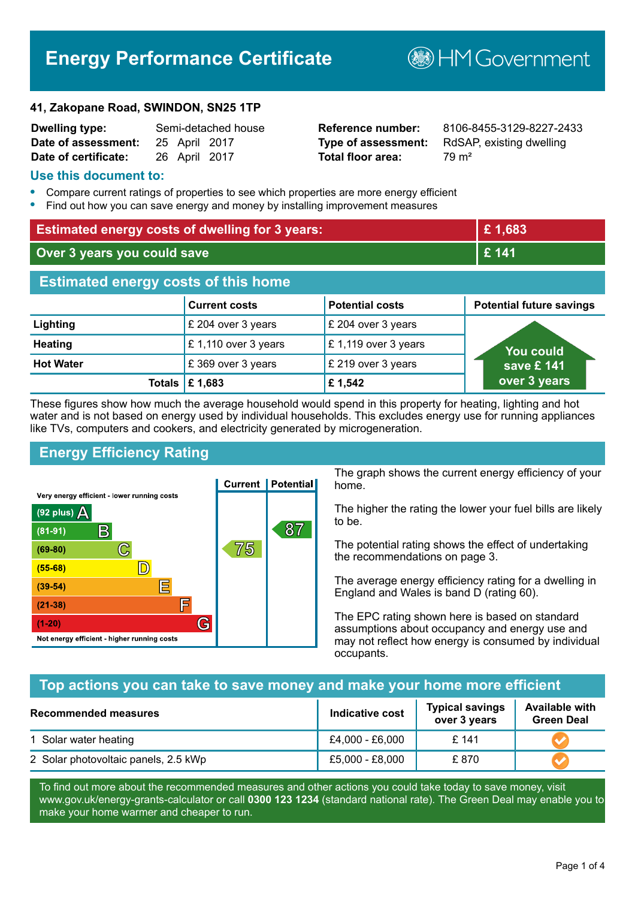# Energy Performance Certificate

HM Government

**41, Zakopane Road, SWINDON, SN25 1TP**

| | | | |
|---|---|---|---|
| **Dwelling type:** | Semi-detached house | **Reference number:** | 8106-8455-3129-8227-2433 |
| **Date of assessment:** | 25 April 2017 | **Type of assessment:** | RdSAP, existing dwelling |
| **Date of certificate:** | 26 April 2017 | **Total floor area:** | 79 m² |

## Use this document to:

- Compare current ratings of properties to see which properties are more energy efficient
- Find out how you can save energy and money by installing improvement measures

| | |
|---|---|
| **Estimated energy costs of dwelling for 3 years:** | **£ 1,683** |
| **Over 3 years you could save** | **£ 141** |

## Estimated energy costs of this home

| | Current costs | Potential costs | Potential future savings |
|---|---|---|---|
| **Lighting** | £ 204 over 3 years | £ 204 over 3 years | You could save £ 141 over 3 years |
| **Heating** | £ 1,110 over 3 years | £ 1,119 over 3 years | |
| **Hot Water** | £ 369 over 3 years | £ 219 over 3 years | |
| **Totals** | **£ 1,683** | **£ 1,542** | |

These figures show how much the average household would spend in this property for heating, lighting and hot water and is not based on energy used by individual households. This excludes energy use for running appliances like TVs, computers and cookers, and electricity generated by microgeneration.

## Energy Efficiency Rating

| Rating | Current | Potential |
|---|---|---|
| Very energy efficient - lower running costs | | |
| (92 plus) A | | |
| (81-91) B | | 87 |
| (69-80) C | 75 | |
| (55-68) D | | |
| (39-54) E | | |
| (21-38) F | | |
| (1-20) G | | |
| Not energy efficient - higher running costs | | |

The graph shows the current energy efficiency of your home.

The higher the rating the lower your fuel bills are likely to be.

The potential rating shows the effect of undertaking the recommendations on page 3.

The average energy efficiency rating for a dwelling in England and Wales is band D (rating 60).

The EPC rating shown here is based on standard assumptions about occupancy and energy use and may not reflect how energy is consumed by individual occupants.

## Top actions you can take to save money and make your home more efficient

| Recommended measures | Indicative cost | Typical savings over 3 years | Available with Green Deal |
|---|---|---|---|
| 1 Solar water heating | £4,000 - £6,000 | £ 141 | ✓ |
| 2 Solar photovoltaic panels, 2.5 kWp | £5,000 - £8,000 | £ 870 | ✓ |

To find out more about the recommended measures and other actions you could take today to save money, visit www.gov.uk/energy-grants-calculator or call **0300 123 1234** (standard national rate). The Green Deal may enable you to make your home warmer and cheaper to run.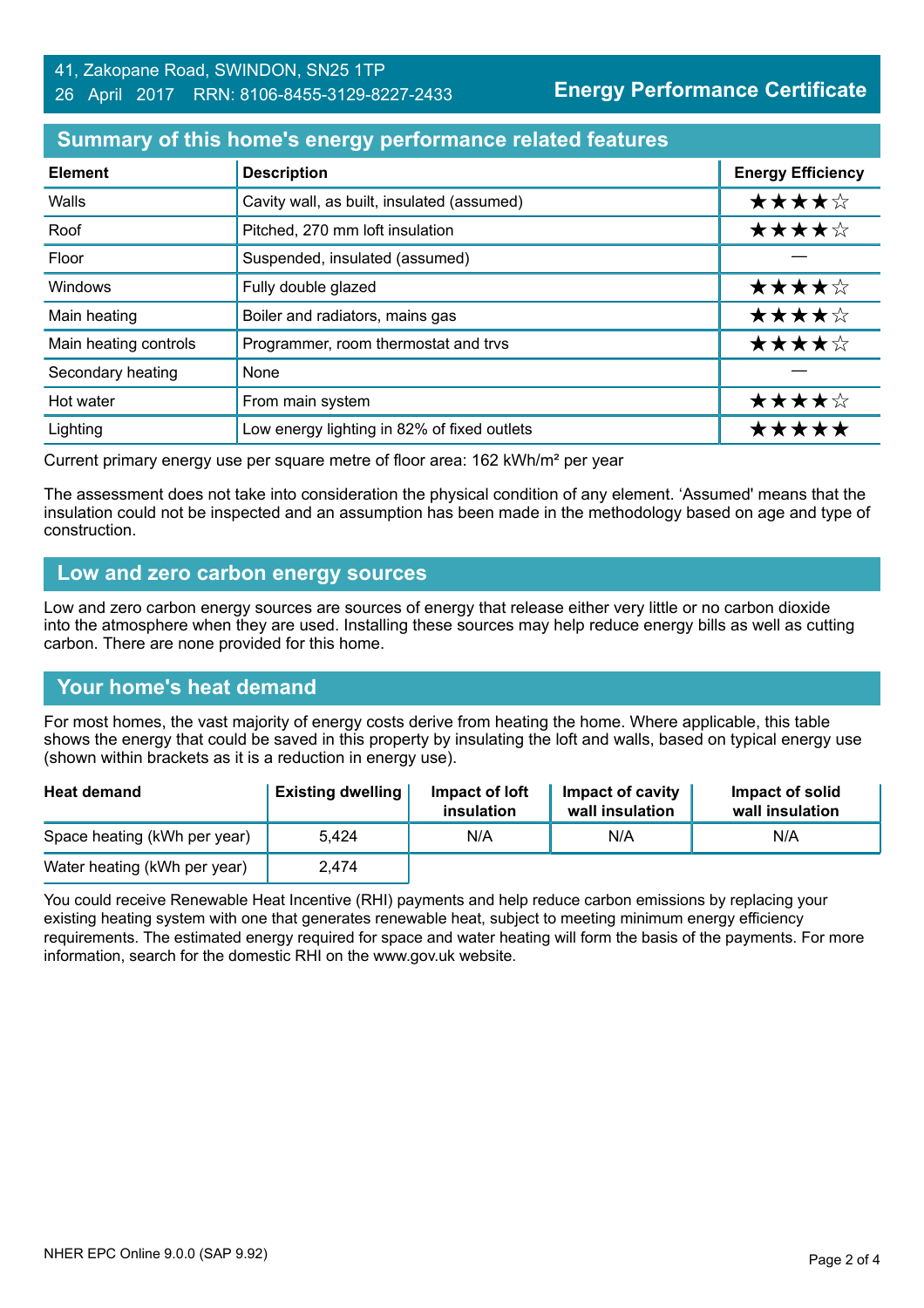41, Zakopane Road, SWINDON, SN25 1TP
26 April 2017 RRN: 8106-8455-3129-8227-2433

**Energy Performance Certificate**

## Summary of this home's energy performance related features

| Element | Description | Energy Efficiency |
|---|---|---|
| Walls | Cavity wall, as built, insulated (assumed) | ★★★★☆ |
| Roof | Pitched, 270 mm loft insulation | ★★★★☆ |
| Floor | Suspended, insulated (assumed) | — |
| Windows | Fully double glazed | ★★★★☆ |
| Main heating | Boiler and radiators, mains gas | ★★★★☆ |
| Main heating controls | Programmer, room thermostat and trvs | ★★★★☆ |
| Secondary heating | None | — |
| Hot water | From main system | ★★★★☆ |
| Lighting | Low energy lighting in 82% of fixed outlets | ★★★★★ |

Current primary energy use per square metre of floor area: 162 kWh/m² per year

The assessment does not take into consideration the physical condition of any element. 'Assumed' means that the insulation could not be inspected and an assumption has been made in the methodology based on age and type of construction.

## Low and zero carbon energy sources

Low and zero carbon energy sources are sources of energy that release either very little or no carbon dioxide into the atmosphere when they are used. Installing these sources may help reduce energy bills as well as cutting carbon. There are none provided for this home.

## Your home's heat demand

For most homes, the vast majority of energy costs derive from heating the home. Where applicable, this table shows the energy that could be saved in this property by insulating the loft and walls, based on typical energy use (shown within brackets as it is a reduction in energy use).

| Heat demand | Existing dwelling | Impact of loft insulation | Impact of cavity wall insulation | Impact of solid wall insulation |
|---|---|---|---|---|
| Space heating (kWh per year) | 5,424 | N/A | N/A | N/A |
| Water heating (kWh per year) | 2,474 | | | |

You could receive Renewable Heat Incentive (RHI) payments and help reduce carbon emissions by replacing your existing heating system with one that generates renewable heat, subject to meeting minimum energy efficiency requirements. The estimated energy required for space and water heating will form the basis of the payments. For more information, search for the domestic RHI on the www.gov.uk website.

NHER EPC Online 9.0.0 (SAP 9.92)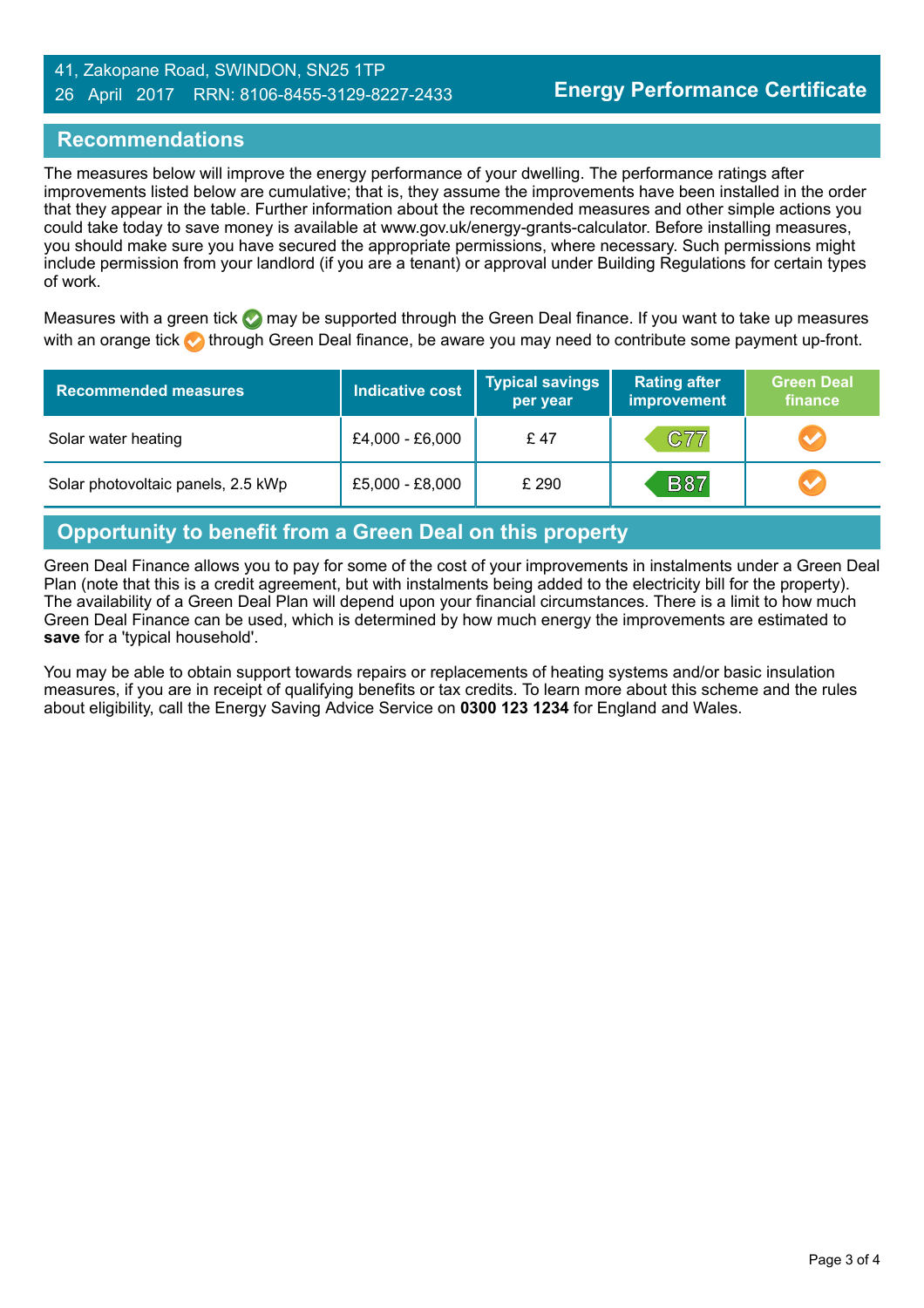41, Zakopane Road, SWINDON, SN25 1TP
26 April 2017 RRN: 8106-8455-3129-8227-2433

**Energy Performance Certificate**

## Recommendations

The measures below will improve the energy performance of your dwelling. The performance ratings after improvements listed below are cumulative; that is, they assume the improvements have been installed in the order that they appear in the table. Further information about the recommended measures and other simple actions you could take today to save money is available at www.gov.uk/energy-grants-calculator. Before installing measures, you should make sure you have secured the appropriate permissions, where necessary. Such permissions might include permission from your landlord (if you are a tenant) or approval under Building Regulations for certain types of work.

Measures with a green tick may be supported through the Green Deal finance. If you want to take up measures with an orange tick through Green Deal finance, be aware you may need to contribute some payment up-front.

| Recommended measures | Indicative cost | Typical savings per year | Rating after improvement | Green Deal finance |
|---|---|---|---|---|
| Solar water heating | £4,000 - £6,000 | £ 47 | C77 | ✔ (orange) |
| Solar photovoltaic panels, 2.5 kWp | £5,000 - £8,000 | £ 290 | B87 | ✔ (orange) |

## Opportunity to benefit from a Green Deal on this property

Green Deal Finance allows you to pay for some of the cost of your improvements in instalments under a Green Deal Plan (note that this is a credit agreement, but with instalments being added to the electricity bill for the property). The availability of a Green Deal Plan will depend upon your financial circumstances. There is a limit to how much Green Deal Finance can be used, which is determined by how much energy the improvements are estimated to **save** for a 'typical household'.

You may be able to obtain support towards repairs or replacements of heating systems and/or basic insulation measures, if you are in receipt of qualifying benefits or tax credits. To learn more about this scheme and the rules about eligibility, call the Energy Saving Advice Service on **0300 123 1234** for England and Wales.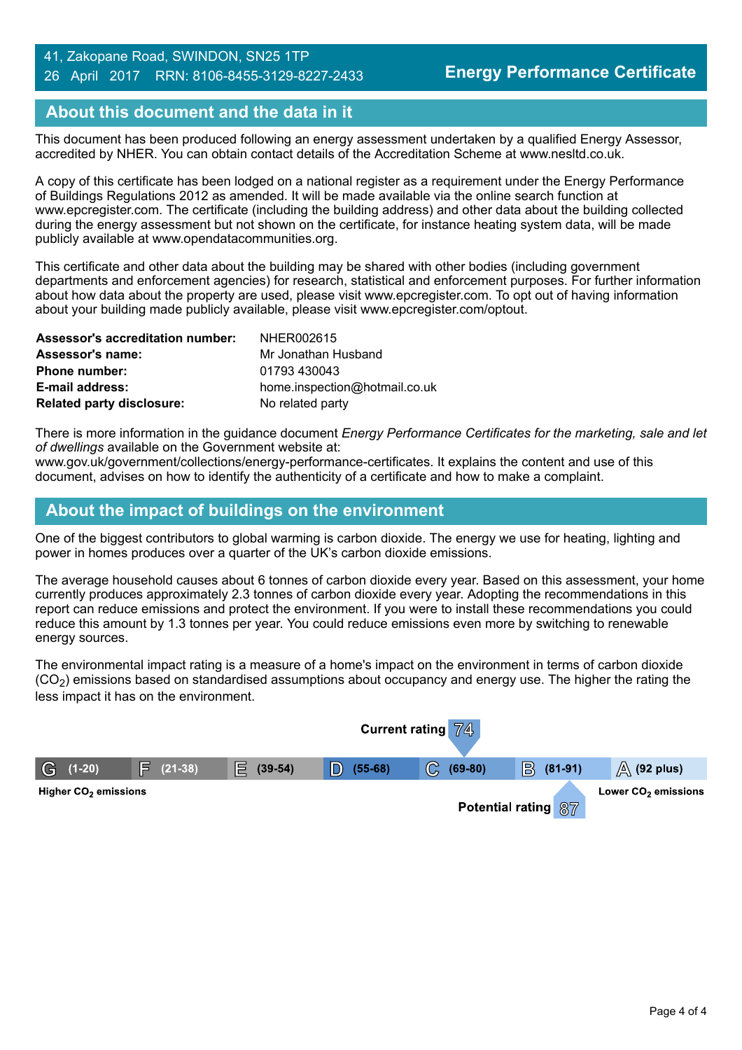41, Zakopane Road, SWINDON, SN25 1TP
26 April 2017 RRN: 8106-8455-3129-8227-2433

**Energy Performance Certificate**

## About this document and the data in it

This document has been produced following an energy assessment undertaken by a qualified Energy Assessor, accredited by NHER. You can obtain contact details of the Accreditation Scheme at www.nesltd.co.uk.

A copy of this certificate has been lodged on a national register as a requirement under the Energy Performance of Buildings Regulations 2012 as amended. It will be made available via the online search function at www.epcregister.com. The certificate (including the building address) and other data about the building collected during the energy assessment but not shown on the certificate, for instance heating system data, will be made publicly available at www.opendatacommunities.org.

This certificate and other data about the building may be shared with other bodies (including government departments and enforcement agencies) for research, statistical and enforcement purposes. For further information about how data about the property are used, please visit www.epcregister.com. To opt out of having information about your building made publicly available, please visit www.epcregister.com/optout.

| | |
|---|---|
| **Assessor's accreditation number:** | NHER002615 |
| **Assessor's name:** | Mr Jonathan Husband |
| **Phone number:** | 01793 430043 |
| **E-mail address:** | home.inspection@hotmail.co.uk |
| **Related party disclosure:** | No related party |

There is more information in the guidance document *Energy Performance Certificates for the marketing, sale and let of dwellings* available on the Government website at: www.gov.uk/government/collections/energy-performance-certificates. It explains the content and use of this document, advises on how to identify the authenticity of a certificate and how to make a complaint.

## About the impact of buildings on the environment

One of the biggest contributors to global warming is carbon dioxide. The energy we use for heating, lighting and power in homes produces over a quarter of the UK's carbon dioxide emissions.

The average household causes about 6 tonnes of carbon dioxide every year. Based on this assessment, your home currently produces approximately 2.3 tonnes of carbon dioxide every year. Adopting the recommendations in this report can reduce emissions and protect the environment. If you were to install these recommendations you could reduce this amount by 1.3 tonnes per year. You could reduce emissions even more by switching to renewable energy sources.

The environmental impact rating is a measure of a home's impact on the environment in terms of carbon dioxide ($CO_2$) emissions based on standardised assumptions about occupancy and energy use. The higher the rating the less impact it has on the environment.

Current rating 74

G (1-20) F (21-38) E (39-54) D (55-68) C (69-80) B (81-91) A (92 plus)

Higher $CO_2$ emissions

Lower $CO_2$ emissions

Potential rating 87